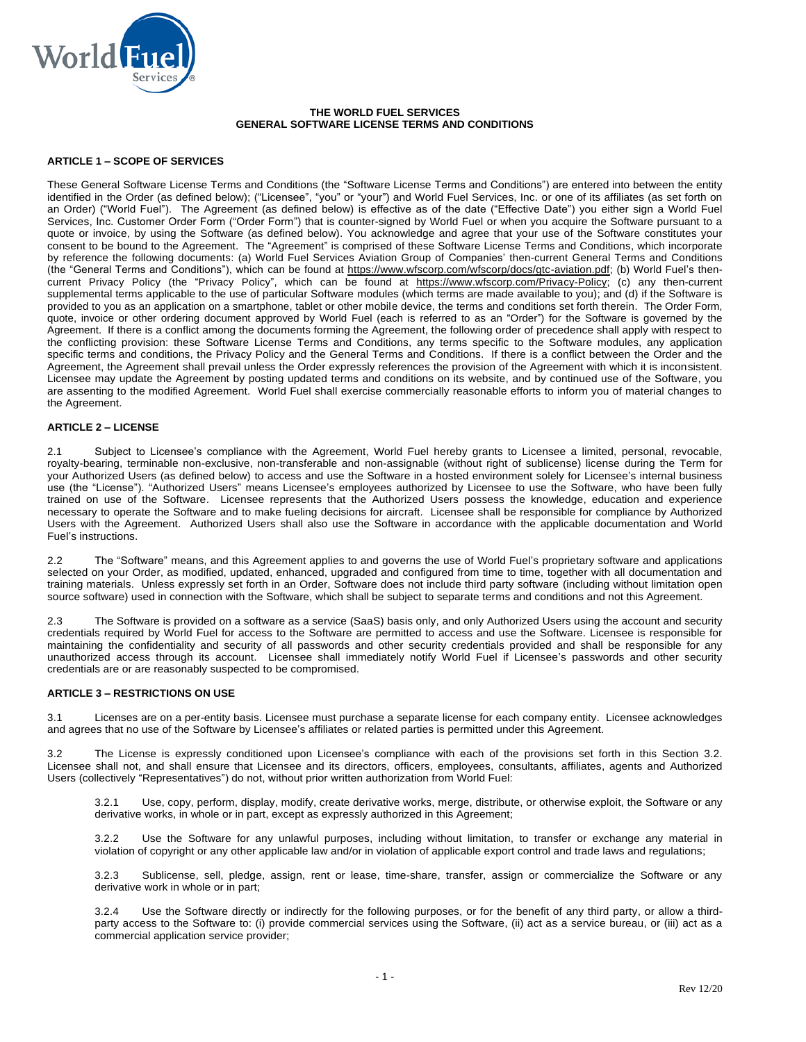# THE WORLD FUEL SERVICES
# GENERAL SOFTWARE LICENSE TERMS AND CONDITIONS

## ARTICLE 1 – SCOPE OF SERVICES

These General Software License Terms and Conditions (the "Software License Terms and Conditions") are entered into between the entity identified in the Order (as defined below); ("Licensee", "you" or "your") and World Fuel Services, Inc. or one of its affiliates (as set forth on an Order) ("World Fuel"). The Agreement (as defined below) is effective as of the date ("Effective Date") you either sign a World Fuel Services, Inc. Customer Order Form ("Order Form") that is counter-signed by World Fuel or when you acquire the Software pursuant to a quote or invoice, by using the Software (as defined below). You acknowledge and agree that your use of the Software constitutes your consent to be bound to the Agreement. The "Agreement" is comprised of these Software License Terms and Conditions, which incorporate by reference the following documents: (a) World Fuel Services Aviation Group of Companies' then-current General Terms and Conditions (the "General Terms and Conditions"), which can be found at https://www.wfscorp.com/wfscorp/docs/gtc-aviation.pdf; (b) World Fuel's then-current Privacy Policy (the "Privacy Policy", which can be found at https://www.wfscorp.com/Privacy-Policy; (c) any then-current supplemental terms applicable to the use of particular Software modules (which terms are made available to you); and (d) if the Software is provided to you as an application on a smartphone, tablet or other mobile device, the terms and conditions set forth therein. The Order Form, quote, invoice or other ordering document approved by World Fuel (each is referred to as an "Order") for the Software is governed by the Agreement. If there is a conflict among the documents forming the Agreement, the following order of precedence shall apply with respect to the conflicting provision: these Software License Terms and Conditions, any terms specific to the Software modules, any application specific terms and conditions, the Privacy Policy and the General Terms and Conditions. If there is a conflict between the Order and the Agreement, the Agreement shall prevail unless the Order expressly references the provision of the Agreement with which it is inconsistent. Licensee may update the Agreement by posting updated terms and conditions on its website, and by continued use of the Software, you are assenting to the modified Agreement. World Fuel shall exercise commercially reasonable efforts to inform you of material changes to the Agreement.

## ARTICLE 2 – LICENSE

2.1 Subject to Licensee's compliance with the Agreement, World Fuel hereby grants to Licensee a limited, personal, revocable, royalty-bearing, terminable non-exclusive, non-transferable and non-assignable (without right of sublicense) license during the Term for your Authorized Users (as defined below) to access and use the Software in a hosted environment solely for Licensee's internal business use (the "License"). "Authorized Users" means Licensee's employees authorized by Licensee to use the Software, who have been fully trained on use of the Software. Licensee represents that the Authorized Users possess the knowledge, education and experience necessary to operate the Software and to make fueling decisions for aircraft. Licensee shall be responsible for compliance by Authorized Users with the Agreement. Authorized Users shall also use the Software in accordance with the applicable documentation and World Fuel's instructions.

2.2 The "Software" means, and this Agreement applies to and governs the use of World Fuel's proprietary software and applications selected on your Order, as modified, updated, enhanced, upgraded and configured from time to time, together with all documentation and training materials. Unless expressly set forth in an Order, Software does not include third party software (including without limitation open source software) used in connection with the Software, which shall be subject to separate terms and conditions and not this Agreement.

2.3 The Software is provided on a software as a service (SaaS) basis only, and only Authorized Users using the account and security credentials required by World Fuel for access to the Software are permitted to access and use the Software. Licensee is responsible for maintaining the confidentiality and security of all passwords and other security credentials provided and shall be responsible for any unauthorized access through its account. Licensee shall immediately notify World Fuel if Licensee's passwords and other security credentials are or are reasonably suspected to be compromised.

## ARTICLE 3 – RESTRICTIONS ON USE

3.1 Licenses are on a per-entity basis. Licensee must purchase a separate license for each company entity. Licensee acknowledges and agrees that no use of the Software by Licensee's affiliates or related parties is permitted under this Agreement.

3.2 The License is expressly conditioned upon Licensee's compliance with each of the provisions set forth in this Section 3.2. Licensee shall not, and shall ensure that Licensee and its directors, officers, employees, consultants, affiliates, agents and Authorized Users (collectively "Representatives") do not, without prior written authorization from World Fuel:

3.2.1 Use, copy, perform, display, modify, create derivative works, merge, distribute, or otherwise exploit, the Software or any derivative works, in whole or in part, except as expressly authorized in this Agreement;

3.2.2 Use the Software for any unlawful purposes, including without limitation, to transfer or exchange any material in violation of copyright or any other applicable law and/or in violation of applicable export control and trade laws and regulations;

3.2.3 Sublicense, sell, pledge, assign, rent or lease, time-share, transfer, assign or commercialize the Software or any derivative work in whole or in part;

3.2.4 Use the Software directly or indirectly for the following purposes, or for the benefit of any third party, or allow a third-party access to the Software to: (i) provide commercial services using the Software, (ii) act as a service bureau, or (iii) act as a commercial application service provider;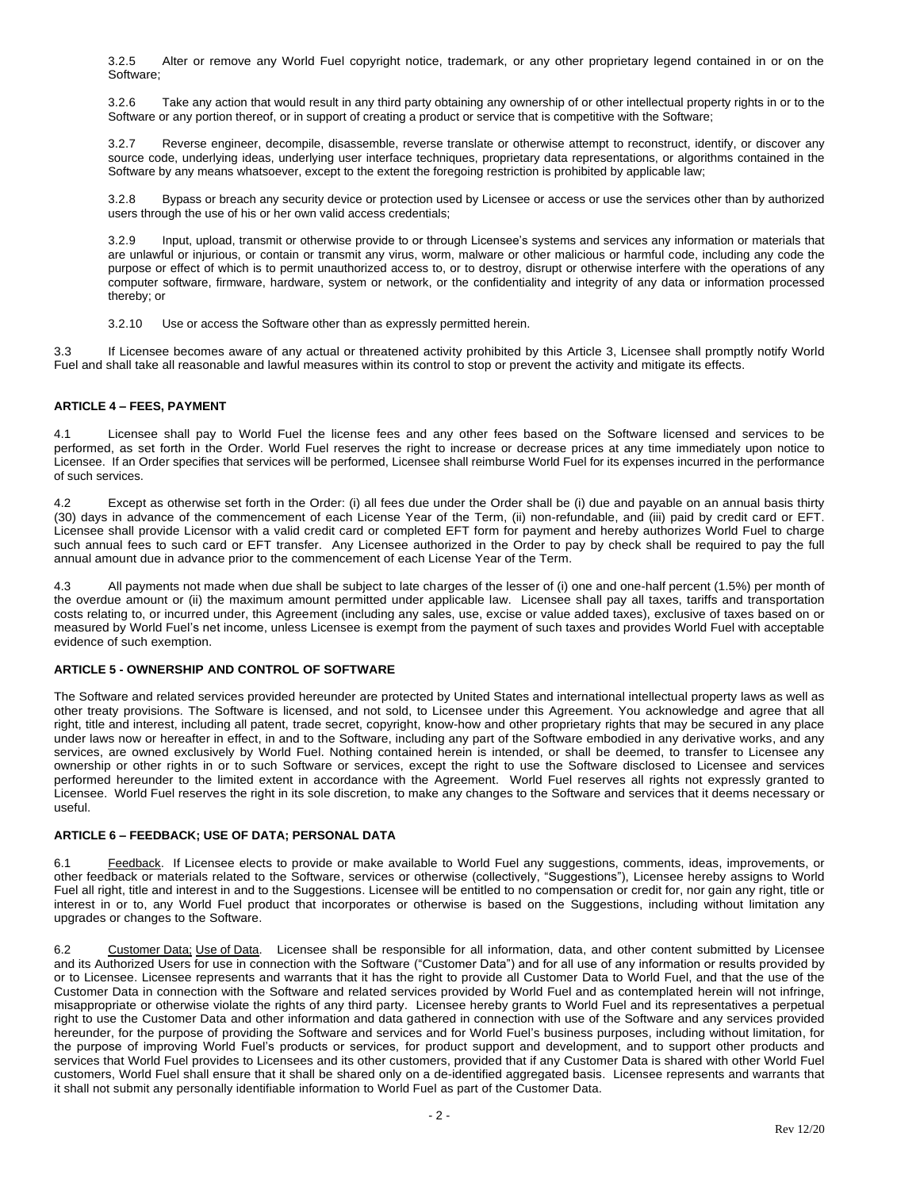3.2.5 Alter or remove any World Fuel copyright notice, trademark, or any other proprietary legend contained in or on the Software;

3.2.6 Take any action that would result in any third party obtaining any ownership of or other intellectual property rights in or to the Software or any portion thereof, or in support of creating a product or service that is competitive with the Software;

3.2.7 Reverse engineer, decompile, disassemble, reverse translate or otherwise attempt to reconstruct, identify, or discover any source code, underlying ideas, underlying user interface techniques, proprietary data representations, or algorithms contained in the Software by any means whatsoever, except to the extent the foregoing restriction is prohibited by applicable law;

3.2.8 Bypass or breach any security device or protection used by Licensee or access or use the services other than by authorized users through the use of his or her own valid access credentials;

3.2.9 Input, upload, transmit or otherwise provide to or through Licensee's systems and services any information or materials that are unlawful or injurious, or contain or transmit any virus, worm, malware or other malicious or harmful code, including any code the purpose or effect of which is to permit unauthorized access to, or to destroy, disrupt or otherwise interfere with the operations of any computer software, firmware, hardware, system or network, or the confidentiality and integrity of any data or information processed thereby; or

3.2.10 Use or access the Software other than as expressly permitted herein.

3.3 If Licensee becomes aware of any actual or threatened activity prohibited by this Article 3, Licensee shall promptly notify World Fuel and shall take all reasonable and lawful measures within its control to stop or prevent the activity and mitigate its effects.

**ARTICLE 4 – FEES, PAYMENT**

4.1 Licensee shall pay to World Fuel the license fees and any other fees based on the Software licensed and services to be performed, as set forth in the Order. World Fuel reserves the right to increase or decrease prices at any time immediately upon notice to Licensee. If an Order specifies that services will be performed, Licensee shall reimburse World Fuel for its expenses incurred in the performance of such services.

4.2 Except as otherwise set forth in the Order: (i) all fees due under the Order shall be (i) due and payable on an annual basis thirty (30) days in advance of the commencement of each License Year of the Term, (ii) non-refundable, and (iii) paid by credit card or EFT. Licensee shall provide Licensor with a valid credit card or completed EFT form for payment and hereby authorizes World Fuel to charge such annual fees to such card or EFT transfer. Any Licensee authorized in the Order to pay by check shall be required to pay the full annual amount due in advance prior to the commencement of each License Year of the Term.

4.3 All payments not made when due shall be subject to late charges of the lesser of (i) one and one-half percent (1.5%) per month of the overdue amount or (ii) the maximum amount permitted under applicable law. Licensee shall pay all taxes, tariffs and transportation costs relating to, or incurred under, this Agreement (including any sales, use, excise or value added taxes), exclusive of taxes based on or measured by World Fuel's net income, unless Licensee is exempt from the payment of such taxes and provides World Fuel with acceptable evidence of such exemption.

**ARTICLE 5 - OWNERSHIP AND CONTROL OF SOFTWARE**

The Software and related services provided hereunder are protected by United States and international intellectual property laws as well as other treaty provisions. The Software is licensed, and not sold, to Licensee under this Agreement. You acknowledge and agree that all right, title and interest, including all patent, trade secret, copyright, know-how and other proprietary rights that may be secured in any place under laws now or hereafter in effect, in and to the Software, including any part of the Software embodied in any derivative works, and any services, are owned exclusively by World Fuel. Nothing contained herein is intended, or shall be deemed, to transfer to Licensee any ownership or other rights in or to such Software or services, except the right to use the Software disclosed to Licensee and services performed hereunder to the limited extent in accordance with the Agreement. World Fuel reserves all rights not expressly granted to Licensee. World Fuel reserves the right in its sole discretion, to make any changes to the Software and services that it deems necessary or useful.

**ARTICLE 6 – FEEDBACK; USE OF DATA; PERSONAL DATA**

6.1 Feedback. If Licensee elects to provide or make available to World Fuel any suggestions, comments, ideas, improvements, or other feedback or materials related to the Software, services or otherwise (collectively, "Suggestions"), Licensee hereby assigns to World Fuel all right, title and interest in and to the Suggestions. Licensee will be entitled to no compensation or credit for, nor gain any right, title or interest in or to, any World Fuel product that incorporates or otherwise is based on the Suggestions, including without limitation any upgrades or changes to the Software.

6.2 Customer Data; Use of Data. Licensee shall be responsible for all information, data, and other content submitted by Licensee and its Authorized Users for use in connection with the Software ("Customer Data") and for all use of any information or results provided by or to Licensee. Licensee represents and warrants that it has the right to provide all Customer Data to World Fuel, and that the use of the Customer Data in connection with the Software and related services provided by World Fuel and as contemplated herein will not infringe, misappropriate or otherwise violate the rights of any third party. Licensee hereby grants to World Fuel and its representatives a perpetual right to use the Customer Data and other information and data gathered in connection with use of the Software and any services provided hereunder, for the purpose of providing the Software and services and for World Fuel's business purposes, including without limitation, for the purpose of improving World Fuel's products or services, for product support and development, and to support other products and services that World Fuel provides to Licensees and its other customers, provided that if any Customer Data is shared with other World Fuel customers, World Fuel shall ensure that it shall be shared only on a de-identified aggregated basis. Licensee represents and warrants that it shall not submit any personally identifiable information to World Fuel as part of the Customer Data.

Rev 12/20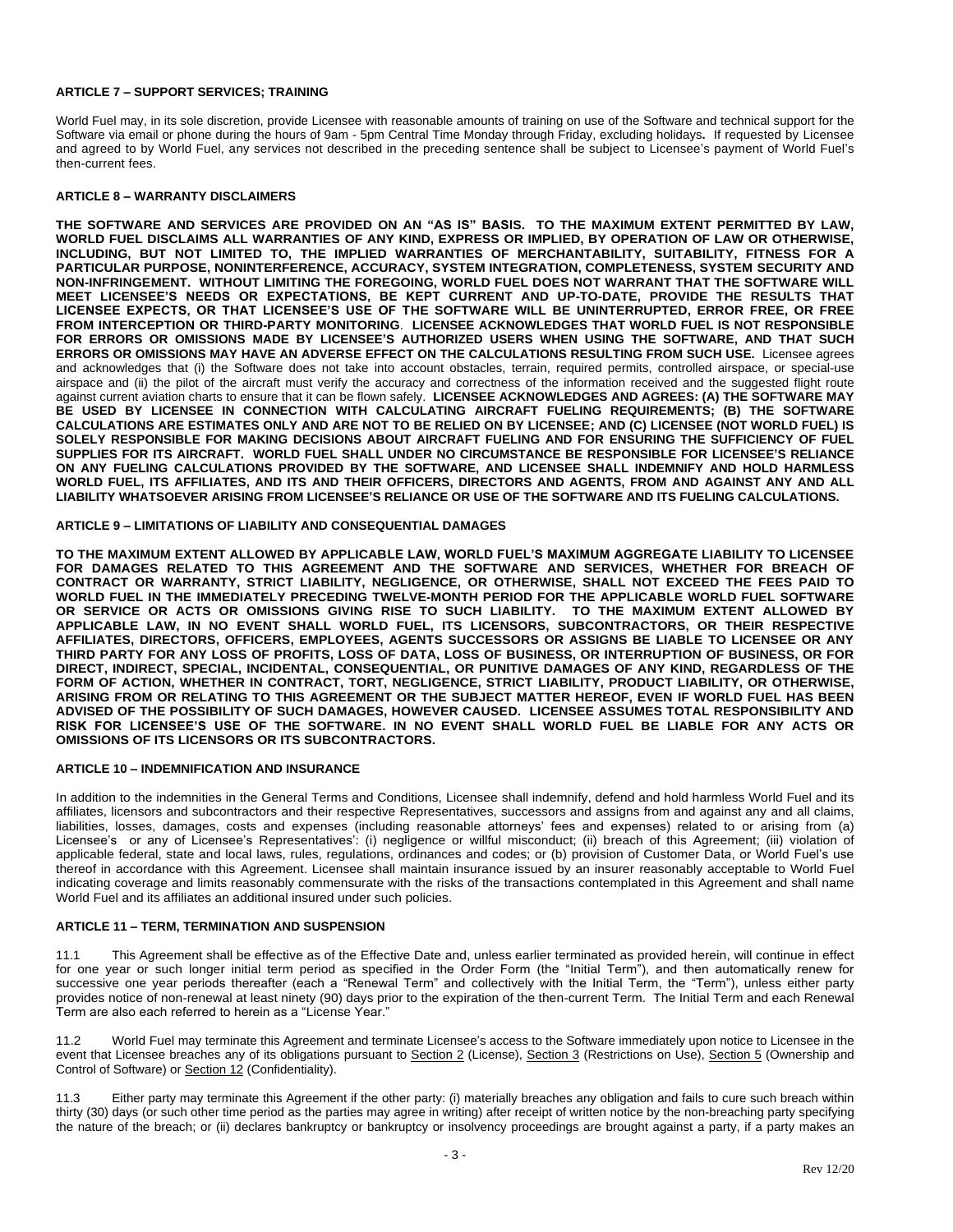#### ARTICLE 7 – SUPPORT SERVICES; TRAINING

World Fuel may, in its sole discretion, provide Licensee with reasonable amounts of training on use of the Software and technical support for the Software via email or phone during the hours of 9am - 5pm Central Time Monday through Friday, excluding holidays**.** If requested by Licensee and agreed to by World Fuel, any services not described in the preceding sentence shall be subject to Licensee's payment of World Fuel's then-current fees.

#### ARTICLE 8 – WARRANTY DISCLAIMERS

**THE SOFTWARE AND SERVICES ARE PROVIDED ON AN "AS IS" BASIS. TO THE MAXIMUM EXTENT PERMITTED BY LAW, WORLD FUEL DISCLAIMS ALL WARRANTIES OF ANY KIND, EXPRESS OR IMPLIED, BY OPERATION OF LAW OR OTHERWISE, INCLUDING, BUT NOT LIMITED TO, THE IMPLIED WARRANTIES OF MERCHANTABILITY, SUITABILITY, FITNESS FOR A PARTICULAR PURPOSE, NONINTERFERENCE, ACCURACY, SYSTEM INTEGRATION, COMPLETENESS, SYSTEM SECURITY AND NON-INFRINGEMENT. WITHOUT LIMITING THE FOREGOING, WORLD FUEL DOES NOT WARRANT THAT THE SOFTWARE WILL MEET LICENSEE'S NEEDS OR EXPECTATIONS, BE KEPT CURRENT AND UP-TO-DATE, PROVIDE THE RESULTS THAT LICENSEE EXPECTS, OR THAT LICENSEE'S USE OF THE SOFTWARE WILL BE UNINTERRUPTED, ERROR FREE, OR FREE FROM INTERCEPTION OR THIRD-PARTY MONITORING**. **LICENSEE ACKNOWLEDGES THAT WORLD FUEL IS NOT RESPONSIBLE FOR ERRORS OR OMISSIONS MADE BY LICENSEE'S AUTHORIZED USERS WHEN USING THE SOFTWARE, AND THAT SUCH ERRORS OR OMISSIONS MAY HAVE AN ADVERSE EFFECT ON THE CALCULATIONS RESULTING FROM SUCH USE.** Licensee agrees and acknowledges that (i) the Software does not take into account obstacles, terrain, required permits, controlled airspace, or special-use airspace and (ii) the pilot of the aircraft must verify the accuracy and correctness of the information received and the suggested flight route against current aviation charts to ensure that it can be flown safely. **LICENSEE ACKNOWLEDGES AND AGREES: (A) THE SOFTWARE MAY BE USED BY LICENSEE IN CONNECTION WITH CALCULATING AIRCRAFT FUELING REQUIREMENTS; (B) THE SOFTWARE CALCULATIONS ARE ESTIMATES ONLY AND ARE NOT TO BE RELIED ON BY LICENSEE; AND (C) LICENSEE (NOT WORLD FUEL) IS SOLELY RESPONSIBLE FOR MAKING DECISIONS ABOUT AIRCRAFT FUELING AND FOR ENSURING THE SUFFICIENCY OF FUEL SUPPLIES FOR ITS AIRCRAFT. WORLD FUEL SHALL UNDER NO CIRCUMSTANCE BE RESPONSIBLE FOR LICENSEE'S RELIANCE ON ANY FUELING CALCULATIONS PROVIDED BY THE SOFTWARE, AND LICENSEE SHALL INDEMNIFY AND HOLD HARMLESS WORLD FUEL, ITS AFFILIATES, AND ITS AND THEIR OFFICERS, DIRECTORS AND AGENTS, FROM AND AGAINST ANY AND ALL LIABILITY WHATSOEVER ARISING FROM LICENSEE'S RELIANCE OR USE OF THE SOFTWARE AND ITS FUELING CALCULATIONS.**

#### ARTICLE 9 – LIMITATIONS OF LIABILITY AND CONSEQUENTIAL DAMAGES

**TO THE MAXIMUM EXTENT ALLOWED BY APPLICABLE LAW, WORLD FUEL'S MAXIMUM AGGREGATE LIABILITY TO LICENSEE FOR DAMAGES RELATED TO THIS AGREEMENT AND THE SOFTWARE AND SERVICES, WHETHER FOR BREACH OF CONTRACT OR WARRANTY, STRICT LIABILITY, NEGLIGENCE, OR OTHERWISE, SHALL NOT EXCEED THE FEES PAID TO WORLD FUEL IN THE IMMEDIATELY PRECEDING TWELVE-MONTH PERIOD FOR THE APPLICABLE WORLD FUEL SOFTWARE OR SERVICE OR ACTS OR OMISSIONS GIVING RISE TO SUCH LIABILITY. TO THE MAXIMUM EXTENT ALLOWED BY APPLICABLE LAW, IN NO EVENT SHALL WORLD FUEL, ITS LICENSORS, SUBCONTRACTORS, OR THEIR RESPECTIVE AFFILIATES, DIRECTORS, OFFICERS, EMPLOYEES, AGENTS SUCCESSORS OR ASSIGNS BE LIABLE TO LICENSEE OR ANY THIRD PARTY FOR ANY LOSS OF PROFITS, LOSS OF DATA, LOSS OF BUSINESS, OR INTERRUPTION OF BUSINESS, OR FOR DIRECT, INDIRECT, SPECIAL, INCIDENTAL, CONSEQUENTIAL, OR PUNITIVE DAMAGES OF ANY KIND, REGARDLESS OF THE FORM OF ACTION, WHETHER IN CONTRACT, TORT, NEGLIGENCE, STRICT LIABILITY, PRODUCT LIABILITY, OR OTHERWISE, ARISING FROM OR RELATING TO THIS AGREEMENT OR THE SUBJECT MATTER HEREOF, EVEN IF WORLD FUEL HAS BEEN ADVISED OF THE POSSIBILITY OF SUCH DAMAGES, HOWEVER CAUSED. LICENSEE ASSUMES TOTAL RESPONSIBILITY AND RISK FOR LICENSEE'S USE OF THE SOFTWARE. IN NO EVENT SHALL WORLD FUEL BE LIABLE FOR ANY ACTS OR OMISSIONS OF ITS LICENSORS OR ITS SUBCONTRACTORS.**

#### ARTICLE 10 – INDEMNIFICATION AND INSURANCE

In addition to the indemnities in the General Terms and Conditions, Licensee shall indemnify, defend and hold harmless World Fuel and its affiliates, licensors and subcontractors and their respective Representatives, successors and assigns from and against any and all claims, liabilities, losses, damages, costs and expenses (including reasonable attorneys' fees and expenses) related to or arising from (a) Licensee's or any of Licensee's Representatives': (i) negligence or willful misconduct; (ii) breach of this Agreement; (iii) violation of applicable federal, state and local laws, rules, regulations, ordinances and codes; or (b) provision of Customer Data, or World Fuel's use thereof in accordance with this Agreement. Licensee shall maintain insurance issued by an insurer reasonably acceptable to World Fuel indicating coverage and limits reasonably commensurate with the risks of the transactions contemplated in this Agreement and shall name World Fuel and its affiliates an additional insured under such policies.

#### ARTICLE 11 – TERM, TERMINATION AND SUSPENSION

11.1 This Agreement shall be effective as of the Effective Date and, unless earlier terminated as provided herein, will continue in effect for one year or such longer initial term period as specified in the Order Form (the "Initial Term"), and then automatically renew for successive one year periods thereafter (each a "Renewal Term" and collectively with the Initial Term, the "Term"), unless either party provides notice of non-renewal at least ninety (90) days prior to the expiration of the then-current Term. The Initial Term and each Renewal Term are also each referred to herein as a "License Year."

11.2 World Fuel may terminate this Agreement and terminate Licensee's access to the Software immediately upon notice to Licensee in the event that Licensee breaches any of its obligations pursuant to Section 2 (License), Section 3 (Restrictions on Use), Section 5 (Ownership and Control of Software) or Section 12 (Confidentiality).

11.3 Either party may terminate this Agreement if the other party: (i) materially breaches any obligation and fails to cure such breach within thirty (30) days (or such other time period as the parties may agree in writing) after receipt of written notice by the non-breaching party specifying the nature of the breach; or (ii) declares bankruptcy or bankruptcy or insolvency proceedings are brought against a party, if a party makes an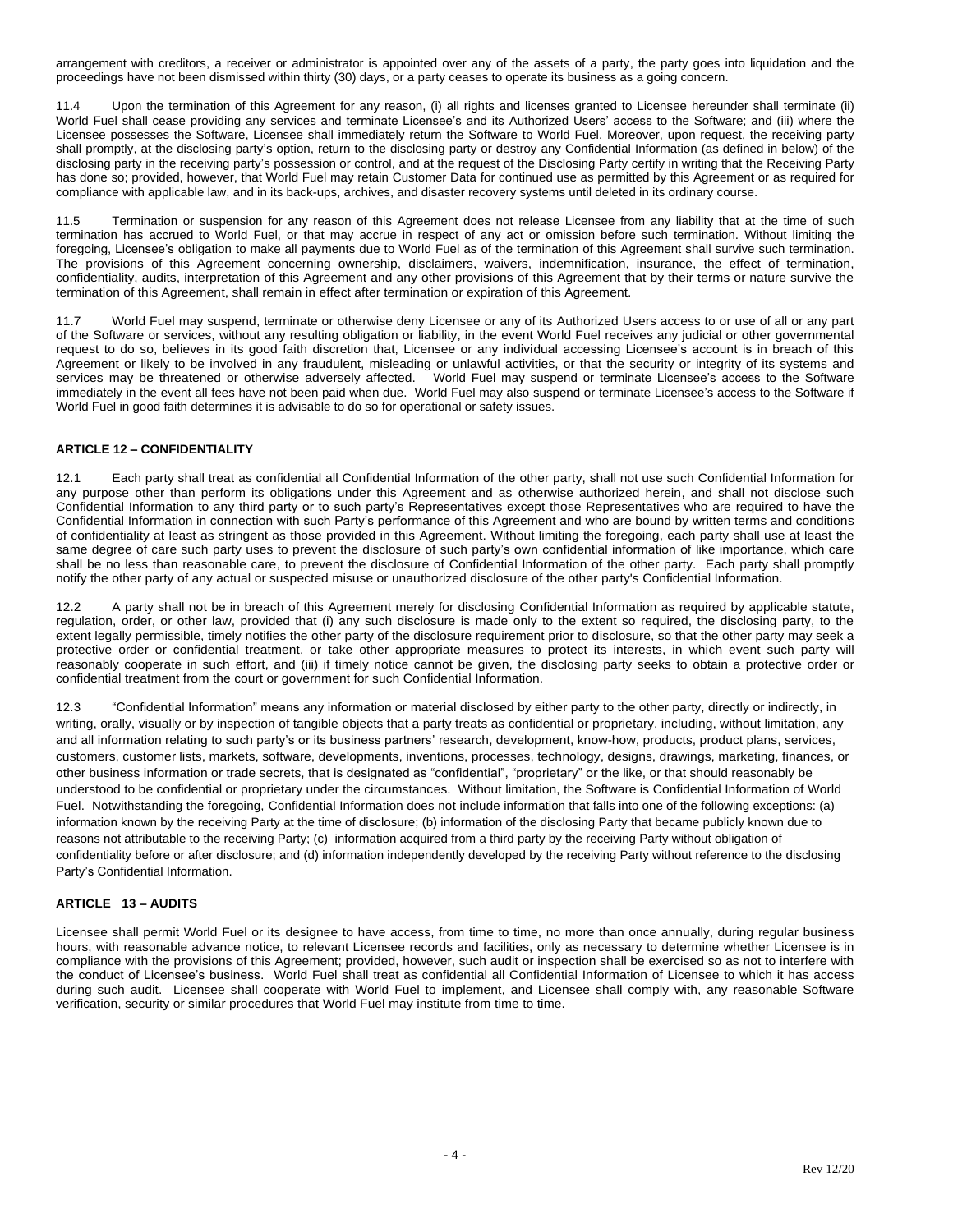arrangement with creditors, a receiver or administrator is appointed over any of the assets of a party, the party goes into liquidation and the proceedings have not been dismissed within thirty (30) days, or a party ceases to operate its business as a going concern.

11.4 Upon the termination of this Agreement for any reason, (i) all rights and licenses granted to Licensee hereunder shall terminate (ii) World Fuel shall cease providing any services and terminate Licensee's and its Authorized Users' access to the Software; and (iii) where the Licensee possesses the Software, Licensee shall immediately return the Software to World Fuel. Moreover, upon request, the receiving party shall promptly, at the disclosing party's option, return to the disclosing party or destroy any Confidential Information (as defined in below) of the disclosing party in the receiving party's possession or control, and at the request of the Disclosing Party certify in writing that the Receiving Party has done so; provided, however, that World Fuel may retain Customer Data for continued use as permitted by this Agreement or as required for compliance with applicable law, and in its back-ups, archives, and disaster recovery systems until deleted in its ordinary course.

11.5 Termination or suspension for any reason of this Agreement does not release Licensee from any liability that at the time of such termination has accrued to World Fuel, or that may accrue in respect of any act or omission before such termination. Without limiting the foregoing, Licensee's obligation to make all payments due to World Fuel as of the termination of this Agreement shall survive such termination. The provisions of this Agreement concerning ownership, disclaimers, waivers, indemnification, insurance, the effect of termination, confidentiality, audits, interpretation of this Agreement and any other provisions of this Agreement that by their terms or nature survive the termination of this Agreement, shall remain in effect after termination or expiration of this Agreement.

11.7 World Fuel may suspend, terminate or otherwise deny Licensee or any of its Authorized Users access to or use of all or any part of the Software or services, without any resulting obligation or liability, in the event World Fuel receives any judicial or other governmental request to do so, believes in its good faith discretion that, Licensee or any individual accessing Licensee's account is in breach of this Agreement or likely to be involved in any fraudulent, misleading or unlawful activities, or that the security or integrity of its systems and services may be threatened or otherwise adversely affected. World Fuel may suspend or terminate Licensee's access to the Software immediately in the event all fees have not been paid when due. World Fuel may also suspend or terminate Licensee's access to the Software if World Fuel in good faith determines it is advisable to do so for operational or safety issues.

## ARTICLE 12 – CONFIDENTIALITY

12.1 Each party shall treat as confidential all Confidential Information of the other party, shall not use such Confidential Information for any purpose other than perform its obligations under this Agreement and as otherwise authorized herein, and shall not disclose such Confidential Information to any third party or to such party's Representatives except those Representatives who are required to have the Confidential Information in connection with such Party's performance of this Agreement and who are bound by written terms and conditions of confidentiality at least as stringent as those provided in this Agreement. Without limiting the foregoing, each party shall use at least the same degree of care such party uses to prevent the disclosure of such party's own confidential information of like importance, which care shall be no less than reasonable care, to prevent the disclosure of Confidential Information of the other party. Each party shall promptly notify the other party of any actual or suspected misuse or unauthorized disclosure of the other party's Confidential Information.

12.2 A party shall not be in breach of this Agreement merely for disclosing Confidential Information as required by applicable statute, regulation, order, or other law, provided that (i) any such disclosure is made only to the extent so required, the disclosing party, to the extent legally permissible, timely notifies the other party of the disclosure requirement prior to disclosure, so that the other party may seek a protective order or confidential treatment, or take other appropriate measures to protect its interests, in which event such party will reasonably cooperate in such effort, and (iii) if timely notice cannot be given, the disclosing party seeks to obtain a protective order or confidential treatment from the court or government for such Confidential Information.

12.3 "Confidential Information" means any information or material disclosed by either party to the other party, directly or indirectly, in writing, orally, visually or by inspection of tangible objects that a party treats as confidential or proprietary, including, without limitation, any and all information relating to such party's or its business partners' research, development, know-how, products, product plans, services, customers, customer lists, markets, software, developments, inventions, processes, technology, designs, drawings, marketing, finances, or other business information or trade secrets, that is designated as "confidential", "proprietary" or the like, or that should reasonably be understood to be confidential or proprietary under the circumstances. Without limitation, the Software is Confidential Information of World Fuel. Notwithstanding the foregoing, Confidential Information does not include information that falls into one of the following exceptions: (a) information known by the receiving Party at the time of disclosure; (b) information of the disclosing Party that became publicly known due to reasons not attributable to the receiving Party; (c) information acquired from a third party by the receiving Party without obligation of confidentiality before or after disclosure; and (d) information independently developed by the receiving Party without reference to the disclosing Party's Confidential Information.

## ARTICLE 13 – AUDITS

Licensee shall permit World Fuel or its designee to have access, from time to time, no more than once annually, during regular business hours, with reasonable advance notice, to relevant Licensee records and facilities, only as necessary to determine whether Licensee is in compliance with the provisions of this Agreement; provided, however, such audit or inspection shall be exercised so as not to interfere with the conduct of Licensee's business. World Fuel shall treat as confidential all Confidential Information of Licensee to which it has access during such audit. Licensee shall cooperate with World Fuel to implement, and Licensee shall comply with, any reasonable Software verification, security or similar procedures that World Fuel may institute from time to time.

Rev 12/20